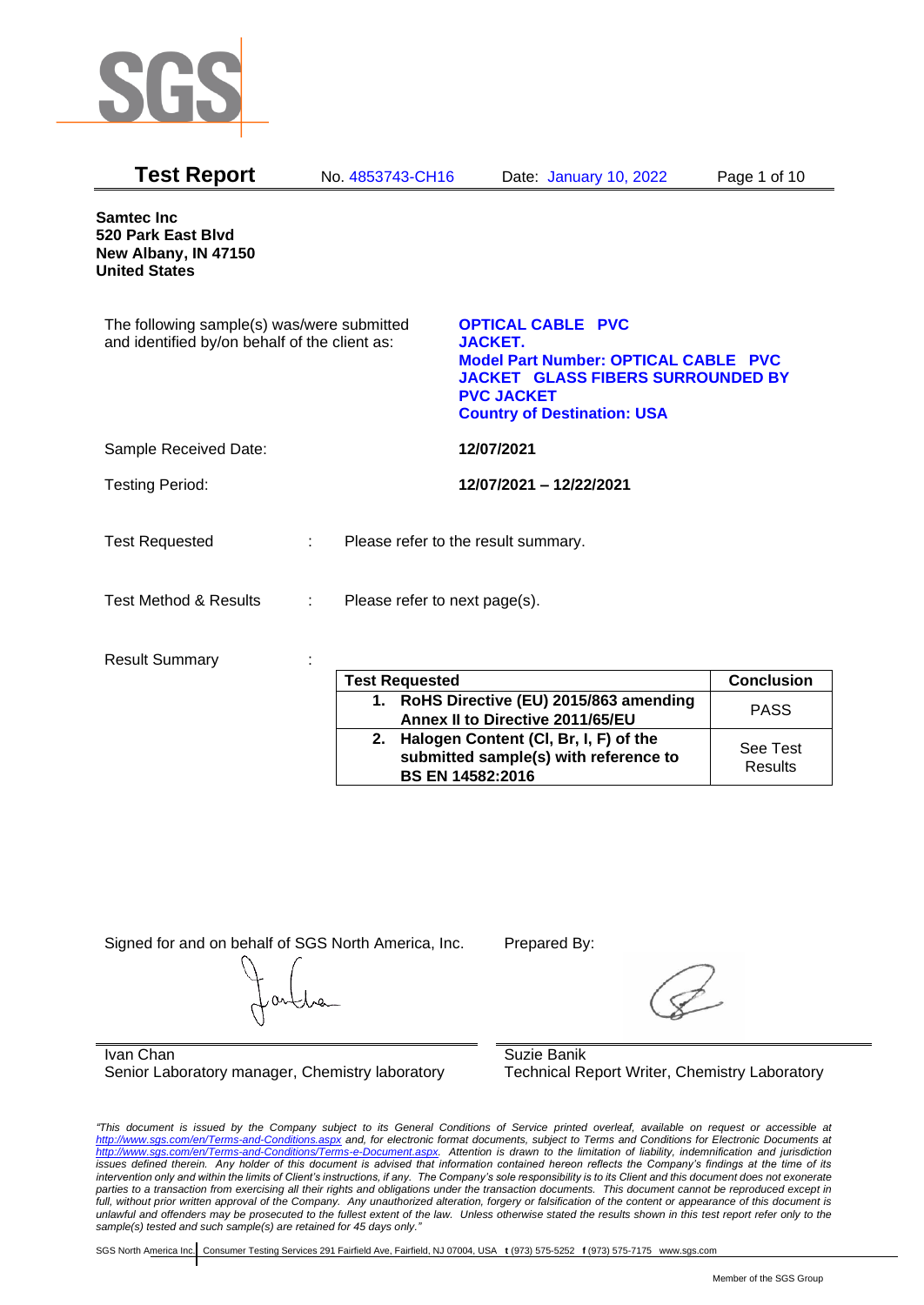**Test Report** No. 4853743-CH16 Date: January 10, 2022

**Samtec Inc**
**520 Park East Blvd**
**New Albany, IN 47150**
**United States**

The following sample(s) was/were submitted and identified by/on behalf of the client as:

**OPTICAL CABLE PVC JACKET.**
**Model Part Number: OPTICAL CABLE PVC JACKET GLASS FIBERS SURROUNDED BY PVC JACKET**
**Country of Destination: USA**

Sample Received Date: **12/07/2021**

Testing Period: **12/07/2021 – 12/22/2021**

Test Requested : Please refer to the result summary.

Test Method & Results : Please refer to next page(s).

Result Summary :

| Test Requested | Conclusion |
|---|---|
| **1. RoHS Directive (EU) 2015/863 amending Annex II to Directive 2011/65/EU** | PASS |
| **2. Halogen Content (Cl, Br, I, F) of the submitted sample(s) with reference to BS EN 14582:2016** | See Test Results |

Signed for and on behalf of SGS North America, Inc.

Ivan Chan
Senior Laboratory manager, Chemistry laboratory

Prepared By:

Suzie Banik
Technical Report Writer, Chemistry Laboratory

*"This document is issued by the Company subject to its General Conditions of Service printed overleaf, available on request or accessible at http://www.sgs.com/en/Terms-and-Conditions.aspx and, for electronic format documents, subject to Terms and Conditions for Electronic Documents at http://www.sgs.com/en/Terms-and-Conditions/Terms-e-Document.aspx. Attention is drawn to the limitation of liability, indemnification and jurisdiction issues defined therein. Any holder of this document is advised that information contained hereon reflects the Company's findings at the time of its intervention only and within the limits of Client's instructions, if any. The Company's sole responsibility is to its Client and this document does not exonerate parties to a transaction from exercising all their rights and obligations under the transaction documents. This document cannot be reproduced except in full, without prior written approval of the Company. Any unauthorized alteration, forgery or falsification of the content or appearance of this document is unlawful and offenders may be prosecuted to the fullest extent of the law. Unless otherwise stated the results shown in this test report refer only to the sample(s) tested and such sample(s) are retained for 45 days only."*

SGS North America Inc. | Consumer Testing Services 291 Fairfield Ave, Fairfield, NJ 07004, USA t (973) 575-5252 f (973) 575-7175 www.sgs.com

Member of the SGS Group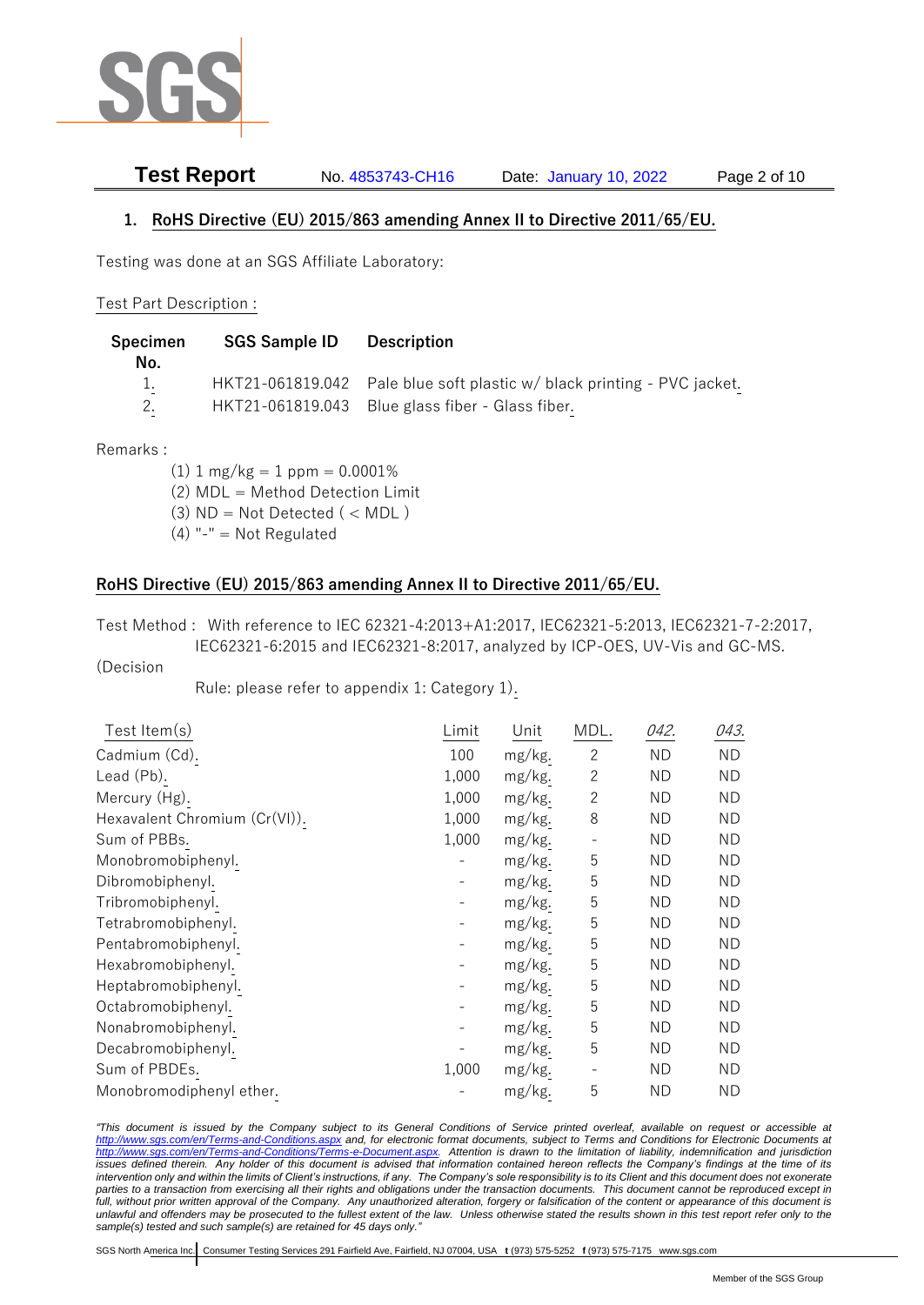## 1. RoHS Directive (EU) 2015/863 amending Annex II to Directive 2011/65/EU.

Testing was done at an SGS Affiliate Laboratory:

Test Part Description :

| Specimen No. | SGS Sample ID | Description |
|---|---|---|
| 1. | HKT21-061819.042 | Pale blue soft plastic w/ black printing - PVC jacket. |
| 2. | HKT21-061819.043 | Blue glass fiber - Glass fiber. |

Remarks :

(1) 1 mg/kg = 1 ppm = 0.0001%
(2) MDL = Method Detection Limit
(3) ND = Not Detected ( < MDL )
(4) "-" = Not Regulated

## RoHS Directive (EU) 2015/863 amending Annex II to Directive 2011/65/EU.

Test Method : With reference to IEC 62321-4:2013+A1:2017, IEC62321-5:2013, IEC62321-7-2:2017, IEC62321-6:2015 and IEC62321-8:2017, analyzed by ICP-OES, UV-Vis and GC-MS.

(Decision Rule: please refer to appendix 1: Category 1).

| Test Item(s) | Limit | Unit | MDL. | *042.* | *043.* |
|---|---|---|---|---|---|
| Cadmium (Cd). | 100 | mg/kg. | 2 | ND | ND |
| Lead (Pb). | 1,000 | mg/kg. | 2 | ND | ND |
| Mercury (Hg). | 1,000 | mg/kg. | 2 | ND | ND |
| Hexavalent Chromium (Cr(VI)). | 1,000 | mg/kg. | 8 | ND | ND |
| Sum of PBBs. | 1,000 | mg/kg. | - | ND | ND |
| Monobromobiphenyl. | - | mg/kg. | 5 | ND | ND |
| Dibromobiphenyl. | - | mg/kg. | 5 | ND | ND |
| Tribromobiphenyl. | - | mg/kg. | 5 | ND | ND |
| Tetrabromobiphenyl. | - | mg/kg. | 5 | ND | ND |
| Pentabromobiphenyl. | - | mg/kg. | 5 | ND | ND |
| Hexabromobiphenyl. | - | mg/kg. | 5 | ND | ND |
| Heptabromobiphenyl. | - | mg/kg. | 5 | ND | ND |
| Octabromobiphenyl. | - | mg/kg. | 5 | ND | ND |
| Nonabromobiphenyl. | - | mg/kg. | 5 | ND | ND |
| Decabromobiphenyl. | - | mg/kg. | 5 | ND | ND |
| Sum of PBDEs. | 1,000 | mg/kg. | - | ND | ND |
| Monobromodiphenyl ether. | - | mg/kg. | 5 | ND | ND |

*"This document is issued by the Company subject to its General Conditions of Service printed overleaf, available on request or accessible at http://www.sgs.com/en/Terms-and-Conditions.aspx and, for electronic format documents, subject to Terms and Conditions for Electronic Documents at http://www.sgs.com/en/Terms-and-Conditions/Terms-e-Document.aspx. Attention is drawn to the limitation of liability, indemnification and jurisdiction issues defined therein. Any holder of this document is advised that information contained hereon reflects the Company's findings at the time of its intervention only and within the limits of Client's instructions, if any. The Company's sole responsibility is to its Client and this document does not exonerate parties to a transaction from exercising all their rights and obligations under the transaction documents. This document cannot be reproduced except in full, without prior written approval of the Company. Any unauthorized alteration, forgery or falsification of the content or appearance of this document is unlawful and offenders may be prosecuted to the fullest extent of the law. Unless otherwise stated the results shown in this test report refer only to the sample(s) tested and such sample(s) are retained for 45 days only."*

SGS North America Inc. | Consumer Testing Services 291 Fairfield Ave, Fairfield, NJ 07004, USA t (973) 575-5252 f (973) 575-7175 www.sgs.com

Member of the SGS Group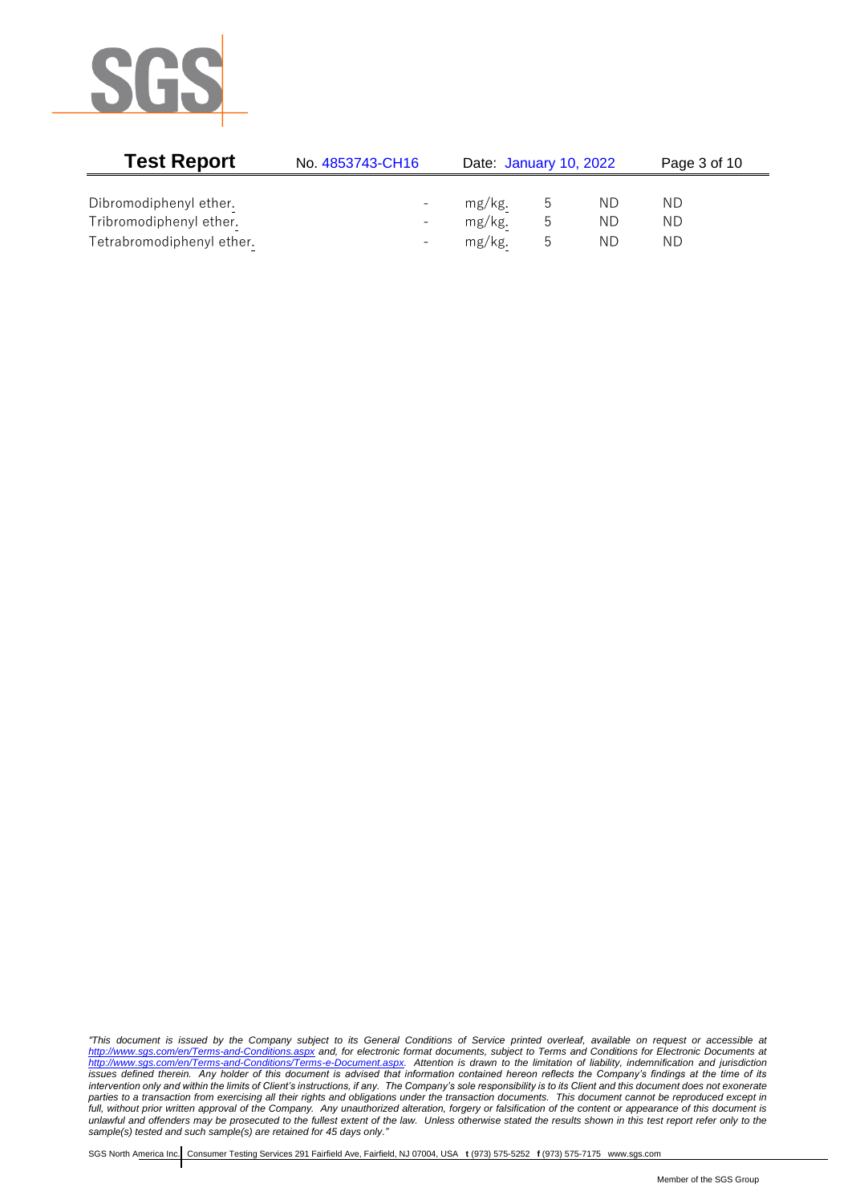| | | | | | |
|---|---|---|---|---|---|
| Dibromodiphenyl ether. | - | mg/kg. | 5 | ND | ND |
| Tribromodiphenyl ether. | - | mg/kg. | 5 | ND | ND |
| Tetrabromodiphenyl ether. | - | mg/kg. | 5 | ND | ND |

*"This document is issued by the Company subject to its General Conditions of Service printed overleaf, available on request or accessible at http://www.sgs.com/en/Terms-and-Conditions.aspx and, for electronic format documents, subject to Terms and Conditions for Electronic Documents at http://www.sgs.com/en/Terms-and-Conditions/Terms-e-Document.aspx. Attention is drawn to the limitation of liability, indemnification and jurisdiction issues defined therein. Any holder of this document is advised that information contained hereon reflects the Company's findings at the time of its intervention only and within the limits of Client's instructions, if any. The Company's sole responsibility is to its Client and this document does not exonerate parties to a transaction from exercising all their rights and obligations under the transaction documents. This document cannot be reproduced except in full, without prior written approval of the Company. Any unauthorized alteration, forgery or falsification of the content or appearance of this document is unlawful and offenders may be prosecuted to the fullest extent of the law. Unless otherwise stated the results shown in this test report refer only to the sample(s) tested and such sample(s) are retained for 45 days only."*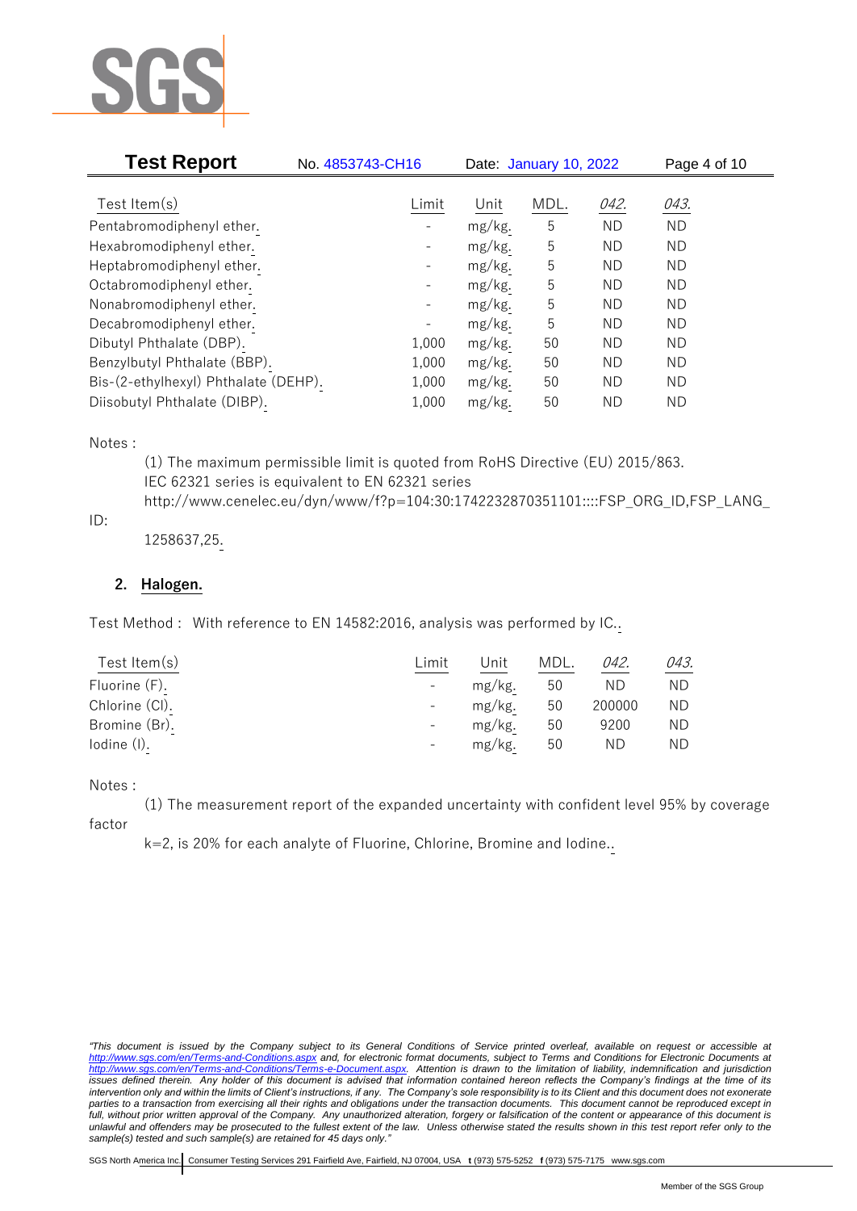| Test Item(s) | Limit | Unit | MDL. | 042. | 043. |
|---|---|---|---|---|---|
| Pentabromodiphenyl ether. | - | mg/kg. | 5 | ND | ND |
| Hexabromodiphenyl ether. | - | mg/kg. | 5 | ND | ND |
| Heptabromodiphenyl ether. | - | mg/kg. | 5 | ND | ND |
| Octabromodiphenyl ether. | - | mg/kg. | 5 | ND | ND |
| Nonabromodiphenyl ether. | - | mg/kg. | 5 | ND | ND |
| Decabromodiphenyl ether. | - | mg/kg. | 5 | ND | ND |
| Dibutyl Phthalate (DBP). | 1,000 | mg/kg. | 50 | ND | ND |
| Benzylbutyl Phthalate (BBP). | 1,000 | mg/kg. | 50 | ND | ND |
| Bis-(2-ethylhexyl) Phthalate (DEHP). | 1,000 | mg/kg. | 50 | ND | ND |
| Diisobutyl Phthalate (DIBP). | 1,000 | mg/kg. | 50 | ND | ND |

Notes :

(1) The maximum permissible limit is quoted from RoHS Directive (EU) 2015/863.
IEC 62321 series is equivalent to EN 62321 series
http://www.cenelec.eu/dyn/www/f?p=104:30:1742232870351101::::FSP_ORG_ID,FSP_LANG_ID:
1258637,25.

## 2. Halogen.

Test Method : With reference to EN 14582:2016, analysis was performed by IC..

| Test Item(s) | Limit | Unit | MDL. | 042. | 043. |
|---|---|---|---|---|---|
| Fluorine (F). | - | mg/kg. | 50 | ND | ND |
| Chlorine (Cl). | - | mg/kg. | 50 | 200000 | ND |
| Bromine (Br). | - | mg/kg. | 50 | 9200 | ND |
| Iodine (I). | - | mg/kg. | 50 | ND | ND |

Notes :

(1) The measurement report of the expanded uncertainty with confident level 95% by coverage factor
k=2, is 20% for each analyte of Fluorine, Chlorine, Bromine and Iodine..

*"This document is issued by the Company subject to its General Conditions of Service printed overleaf, available on request or accessible at http://www.sgs.com/en/Terms-and-Conditions.aspx and, for electronic format documents, subject to Terms and Conditions for Electronic Documents at http://www.sgs.com/en/Terms-and-Conditions/Terms-e-Document.aspx. Attention is drawn to the limitation of liability, indemnification and jurisdiction issues defined therein. Any holder of this document is advised that information contained hereon reflects the Company's findings at the time of its intervention only and within the limits of Client's instructions, if any. The Company's sole responsibility is to its Client and this document does not exonerate parties to a transaction from exercising all their rights and obligations under the transaction documents. This document cannot be reproduced except in full, without prior written approval of the Company. Any unauthorized alteration, forgery or falsification of the content or appearance of this document is unlawful and offenders may be prosecuted to the fullest extent of the law. Unless otherwise stated the results shown in this test report refer only to the sample(s) tested and such sample(s) are retained for 45 days only."*

SGS North America Inc. | Consumer Testing Services 291 Fairfield Ave, Fairfield, NJ 07004, USA t (973) 575-5252 f (973) 575-7175 www.sgs.com

Member of the SGS Group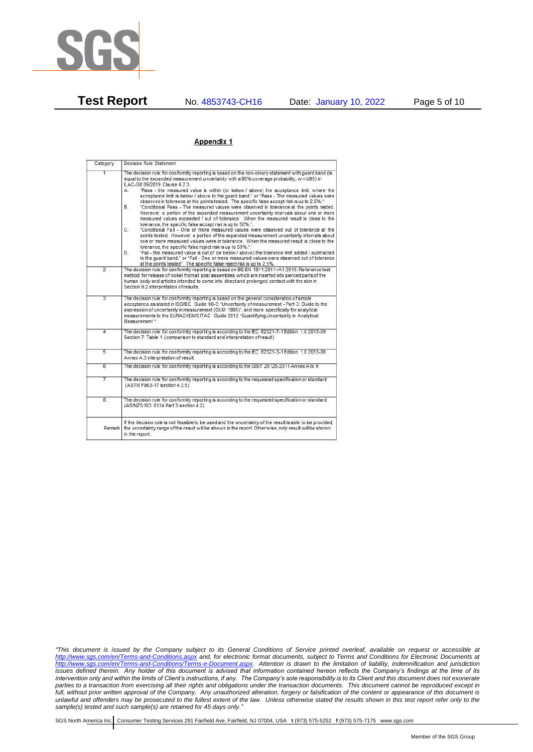## Appendix 1

| Category | Decision Rule Statement |
|---|---|
| 1 | The decision rule for conformity reporting is based on the non-binary statement with guard band (is equal to the expanded measurement uncertainty with a 95% coverage probability, w = U95) in ILAC-G8:09/2019 Clause 4.2.3.<br>A. "Pass - the measured value is within (or below / above) the acceptance limit, where the acceptance limit is below / above to the guard band." or "Pass - The measured values were observed in tolerance at the points tested. The specific false accept risk is up to 2.5%.".<br>B. "Conditional Pass - The measured values were observed in tolerance at the points tested. However, a portion of the expanded measurement uncertainty intervals about one or more measured values exceeded / out of tolerance. When the measured result is close to the tolerance, the specific false accept risk is up to 50%.".<br>C. "Conditional Fail - One or more measured values were observed out of tolerance at the points tested. However, a portion of the expanded measurement uncertainty intervals about one or more measured values were in tolerance. When the measured result is close to the tolerance, the specific false reject risk is up to 50%.".<br>D. "Fail - the measured value is out of (or below / above) the tolerance limit added / subtracted to the guard band." or "Fail - One or more measured values were observed out of tolerance at the points tested". The specific false reject risk is up to 2.5%. |
| 2 | The decision rule for conformity reporting is based on BS EN 1811:2011+A1:2015: Reference test method for release of nickel from all post assemblies which are inserted into pierced parts of the human body and articles intended to come into direct and prolonged contact with the skin in Section 9.2 interpretation of results. |
| 3 | The decision rule for conformity reporting is based on the general consideration of simple acceptance as stated in ISO/IEC Guide 98-3: "Uncertainty of measurement - Part 3: Guide to the expression of uncertainty in measurement (GUM 1995)", and more specifically for analytical measurements to the EURACHEM/CITAC Guide 2012 "Quantifying Uncertainty in Analytical Measurement ". |
| 4 | The decision rule for conformity reporting is according to the IEC 62321-7-1 Edition 1.0 2015-09 Section 7: Table 1-(comparison to standard and interpretation of result) |
| 5 | The decision rule for conformity reporting is according to the IEC 62321-3-1 Edition 1.0 2013-06 Annex A.3 interpretation of result. |
| 6 | The decision rule for conformity reporting is according to the GB/T 26125-2011 Annex A to H |
| 7 | The decision rule for conformity reporting is according to the requested specification or standard (ASTM F963-17 section 4.3.5) |
| 8 | The decision rule for conformity reporting is according to the requested specification or standard (AS/NZS ISO 8124 Part 3 section 4.2) |
| Remark | If the decision rule is not feasible to be used and the uncertainty of the result is able to be provided, the uncertainty range of the result will be shown in the report. Otherwise, only result will be shown in the report. |

*"This document is issued by the Company subject to its General Conditions of Service printed overleaf, available on request or accessible at http://www.sgs.com/en/Terms-and-Conditions.aspx and, for electronic format documents, subject to Terms and Conditions for Electronic Documents at http://www.sgs.com/en/Terms-and-Conditions/Terms-e-Document.aspx. Attention is drawn to the limitation of liability, indemnification and jurisdiction issues defined therein. Any holder of this document is advised that information contained hereon reflects the Company's findings at the time of its intervention only and within the limits of Client's instructions, if any. The Company's sole responsibility is to its Client and this document does not exonerate parties to a transaction from exercising all their rights and obligations under the transaction documents. This document cannot be reproduced except in full, without prior written approval of the Company. Any unauthorized alteration, forgery or falsification of the content or appearance of this document is unlawful and offenders may be prosecuted to the fullest extent of the law. Unless otherwise stated the results shown in this test report refer only to the sample(s) tested and such sample(s) are retained for 45 days only."*

SGS North America Inc. | Consumer Testing Services 291 Fairfield Ave, Fairfield, NJ 07004, USA **t** (973) 575-5252 **f** (973) 575-7175 www.sgs.com

Member of the SGS Group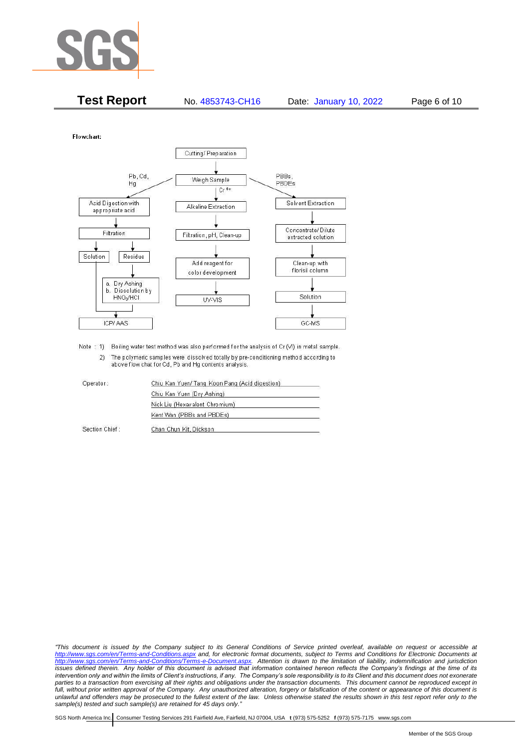Flowchart:

- Cutting/ Preparation
  - Weigh Sample
    - Pb, Cd, Hg:
      - Acid Digestion with appropriate acid
      - Filtration
      - Solution → ICP/ AAS
      - Residue → a. Dry Ashing b. Dissolution by $HNO_3$/HCl → ICP/ AAS
    - $Cr^{6+}$:
      - Alkaline Extraction
      - Filtration, pH, Clean-up
      - Add reagent for color development
      - UV-VIS
    - PBBs, PBDEs:
      - Solvent Extraction
      - Concentrate/ Dilute extracted solution
      - Clean-up with florisil column
      - Solution
      - GC-MS

Note : 1) Boiling water test method was also performed for the analysis of Cr (VI) in metal sample.

2) The polymeric samples were dissolved totally by pre-conditioning method according to above flow chat for Cd, Pb and Hg contents analysis.

| | |
|---|---|
| Operator: | Chiu Kan Yuen/ Tang Koon Pang (Acid digestion) |
| | Chiu Kan Yuen (Dry Ashing) |
| | Nick Liu (Hexavalent Chromium) |
| | Kent Wan (PBBs and PBDEs) |
| Section Chief : | Chan Chun Kit, Dickson |

*"This document is issued by the Company subject to its General Conditions of Service printed overleaf, available on request or accessible at http://www.sgs.com/en/Terms-and-Conditions.aspx and, for electronic format documents, subject to Terms and Conditions for Electronic Documents at http://www.sgs.com/en/Terms-and-Conditions/Terms-e-Document.aspx. Attention is drawn to the limitation of liability, indemnification and jurisdiction issues defined therein. Any holder of this document is advised that information contained hereon reflects the Company's findings at the time of its intervention only and within the limits of Client's instructions, if any. The Company's sole responsibility is to its Client and this document does not exonerate parties to a transaction from exercising all their rights and obligations under the transaction documents. This document cannot be reproduced except in full, without prior written approval of the Company. Any unauthorized alteration, forgery or falsification of the content or appearance of this document is unlawful and offenders may be prosecuted to the fullest extent of the law. Unless otherwise stated the results shown in this test report refer only to the sample(s) tested and such sample(s) are retained for 45 days only."*

SGS North America Inc. | Consumer Testing Services 291 Fairfield Ave, Fairfield, NJ 07004, USA **t** (973) 575-5252 **f** (973) 575-7175 www.sgs.com

Member of the SGS Group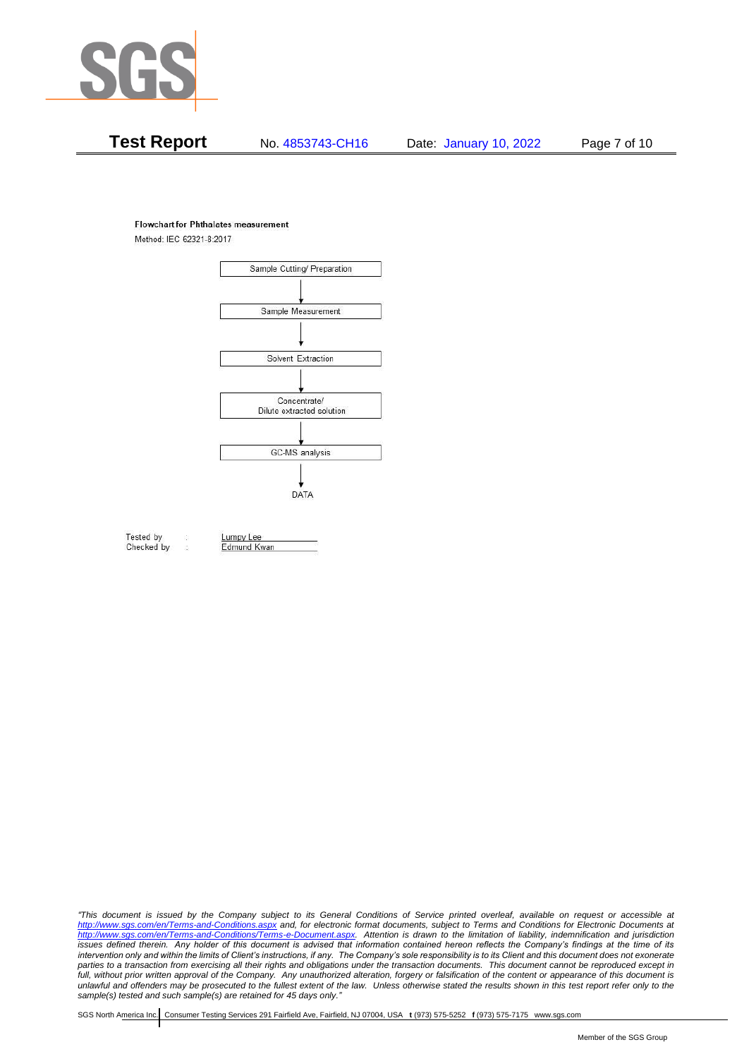**Flowchart for Phthalates measurement**

Method: IEC 62321-8:2017

Sample Cutting/ Preparation

↓

Sample Measurement

↓

Solvent Extraction

↓

Concentrate/
Dilute extracted solution

↓

GC-MS analysis

↓

DATA

Tested by : Lumpy Lee
Checked by : Edmund Kwan

*"This document is issued by the Company subject to its General Conditions of Service printed overleaf, available on request or accessible at http://www.sgs.com/en/Terms-and-Conditions.aspx and, for electronic format documents, subject to Terms and Conditions for Electronic Documents at http://www.sgs.com/en/Terms-and-Conditions/Terms-e-Document.aspx. Attention is drawn to the limitation of liability, indemnification and jurisdiction issues defined therein. Any holder of this document is advised that information contained hereon reflects the Company's findings at the time of its intervention only and within the limits of Client's instructions, if any. The Company's sole responsibility is to its Client and this document does not exonerate parties to a transaction from exercising all their rights and obligations under the transaction documents. This document cannot be reproduced except in full, without prior written approval of the Company. Any unauthorized alteration, forgery or falsification of the content or appearance of this document is unlawful and offenders may be prosecuted to the fullest extent of the law. Unless otherwise stated the results shown in this test report refer only to the sample(s) tested and such sample(s) are retained for 45 days only."*

SGS North America Inc. | Consumer Testing Services 291 Fairfield Ave, Fairfield, NJ 07004, USA **t** (973) 575-5252 **f** (973) 575-7175 www.sgs.com

Member of the SGS Group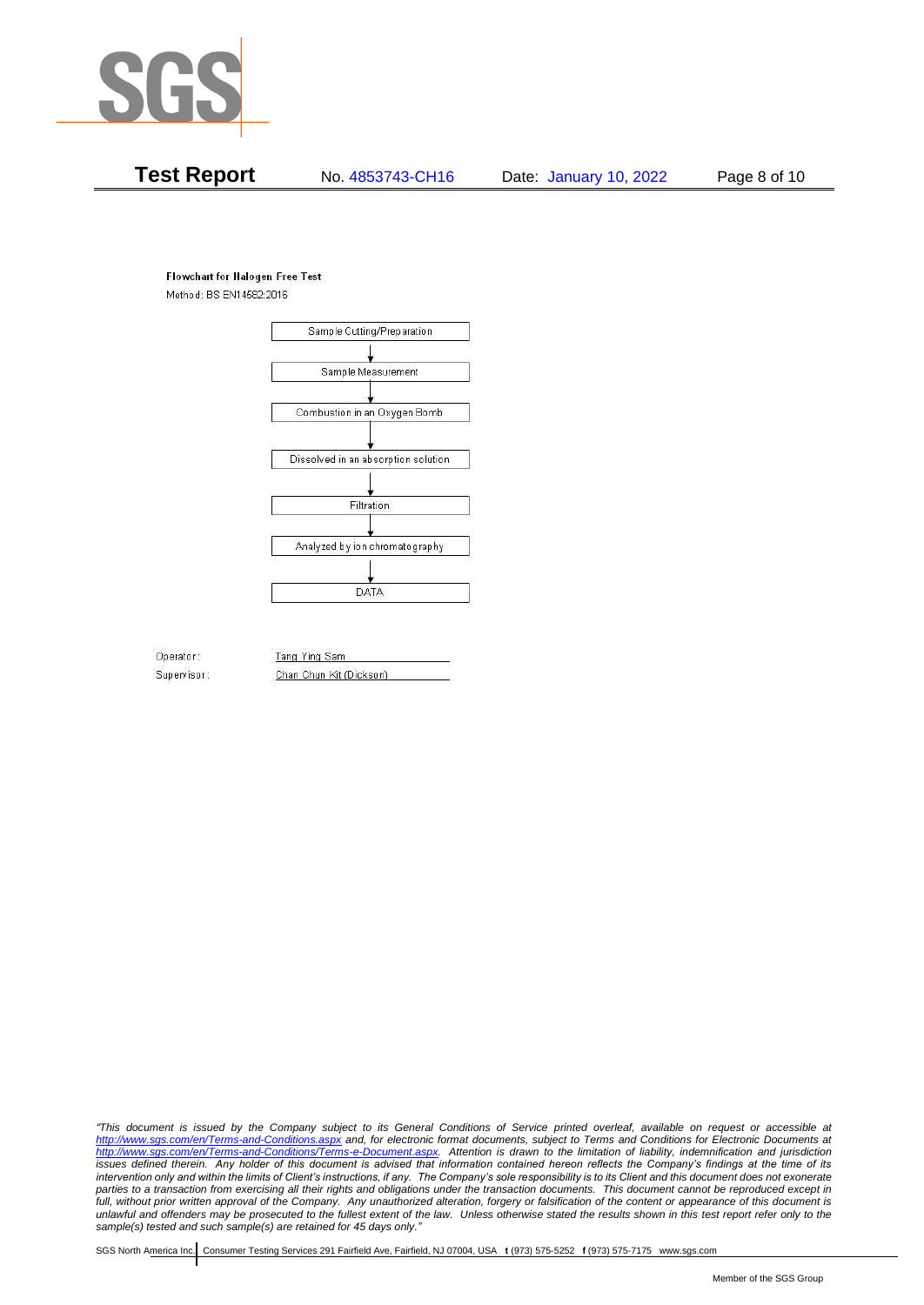**Flowchart for Halogen Free Test**

Method: BS EN14582:2016

Sample Cutting/Preparation

↓

Sample Measurement

↓

Combustion in an Oxygen Bomb

↓

Dissolved in an absorption solution

↓

Filtration

↓

Analyzed by ion chromatography

↓

DATA

Operator: Tang Ying Sam

Supervisor: Chan Chun Kit (Dickson)

*"This document is issued by the Company subject to its General Conditions of Service printed overleaf, available on request or accessible at http://www.sgs.com/en/Terms-and-Conditions.aspx and, for electronic format documents, subject to Terms and Conditions for Electronic Documents at http://www.sgs.com/en/Terms-and-Conditions/Terms-e-Document.aspx. Attention is drawn to the limitation of liability, indemnification and jurisdiction issues defined therein. Any holder of this document is advised that information contained hereon reflects the Company's findings at the time of its intervention only and within the limits of Client's instructions, if any. The Company's sole responsibility is to its Client and this document does not exonerate parties to a transaction from exercising all their rights and obligations under the transaction documents. This document cannot be reproduced except in full, without prior written approval of the Company. Any unauthorized alteration, forgery or falsification of the content or appearance of this document is unlawful and offenders may be prosecuted to the fullest extent of the law. Unless otherwise stated the results shown in this test report refer only to the sample(s) tested and such sample(s) are retained for 45 days only."*

SGS North America Inc. | Consumer Testing Services 291 Fairfield Ave, Fairfield, NJ 07004, USA **t** (973) 575-5252 **f** (973) 575-7175 www.sgs.com

Member of the SGS Group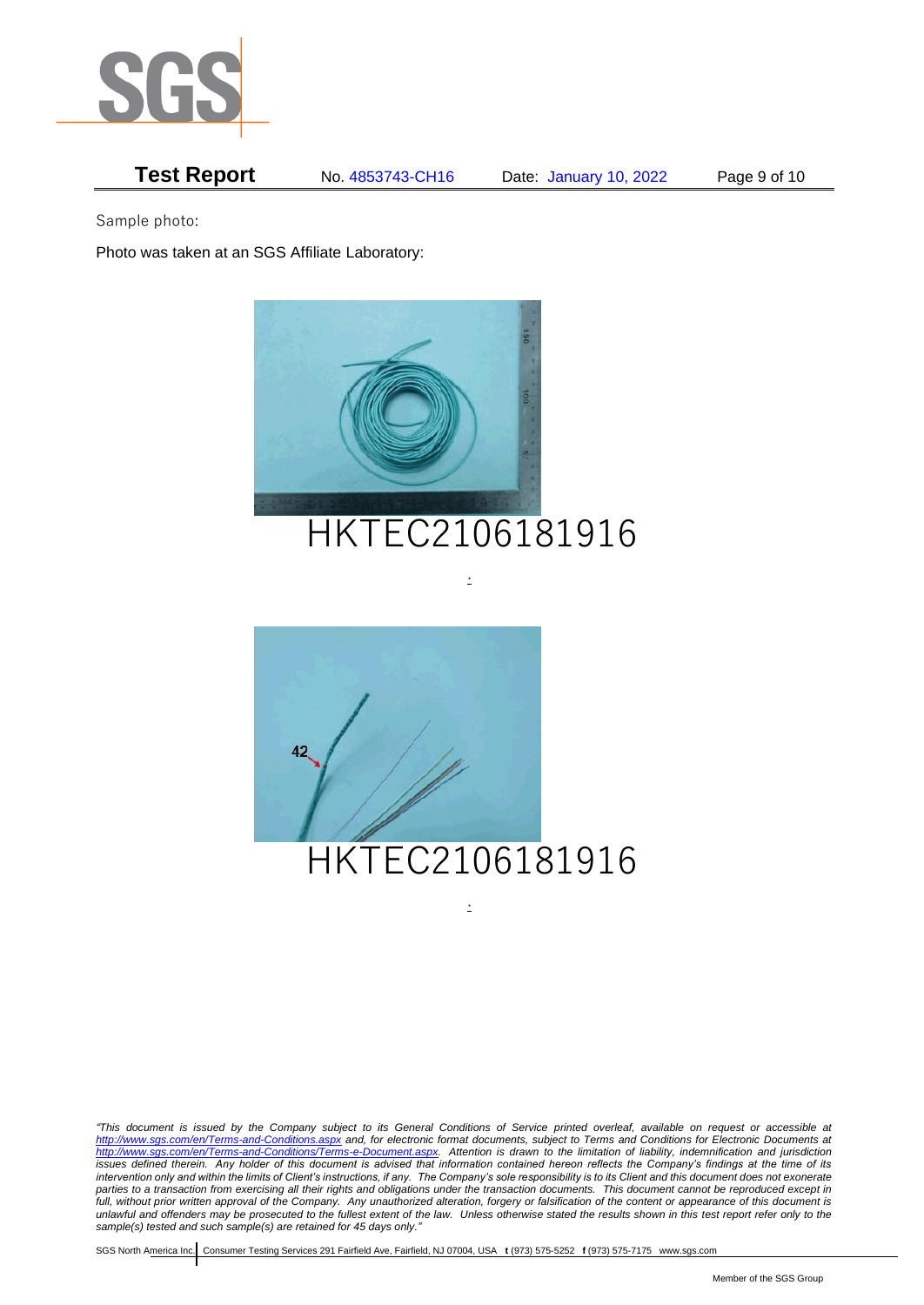Sample photo:

Photo was taken at an SGS Affiliate Laboratory:

HKTEC2106181916

HKTEC2106181916

*"This document is issued by the Company subject to its General Conditions of Service printed overleaf, available on request or accessible at http://www.sgs.com/en/Terms-and-Conditions.aspx and, for electronic format documents, subject to Terms and Conditions for Electronic Documents at http://www.sgs.com/en/Terms-and-Conditions/Terms-e-Document.aspx. Attention is drawn to the limitation of liability, indemnification and jurisdiction issues defined therein. Any holder of this document is advised that information contained hereon reflects the Company's findings at the time of its intervention only and within the limits of Client's instructions, if any. The Company's sole responsibility is to its Client and this document does not exonerate parties to a transaction from exercising all their rights and obligations under the transaction documents. This document cannot be reproduced except in full, without prior written approval of the Company. Any unauthorized alteration, forgery or falsification of the content or appearance of this document is unlawful and offenders may be prosecuted to the fullest extent of the law. Unless otherwise stated the results shown in this test report refer only to the sample(s) tested and such sample(s) are retained for 45 days only."*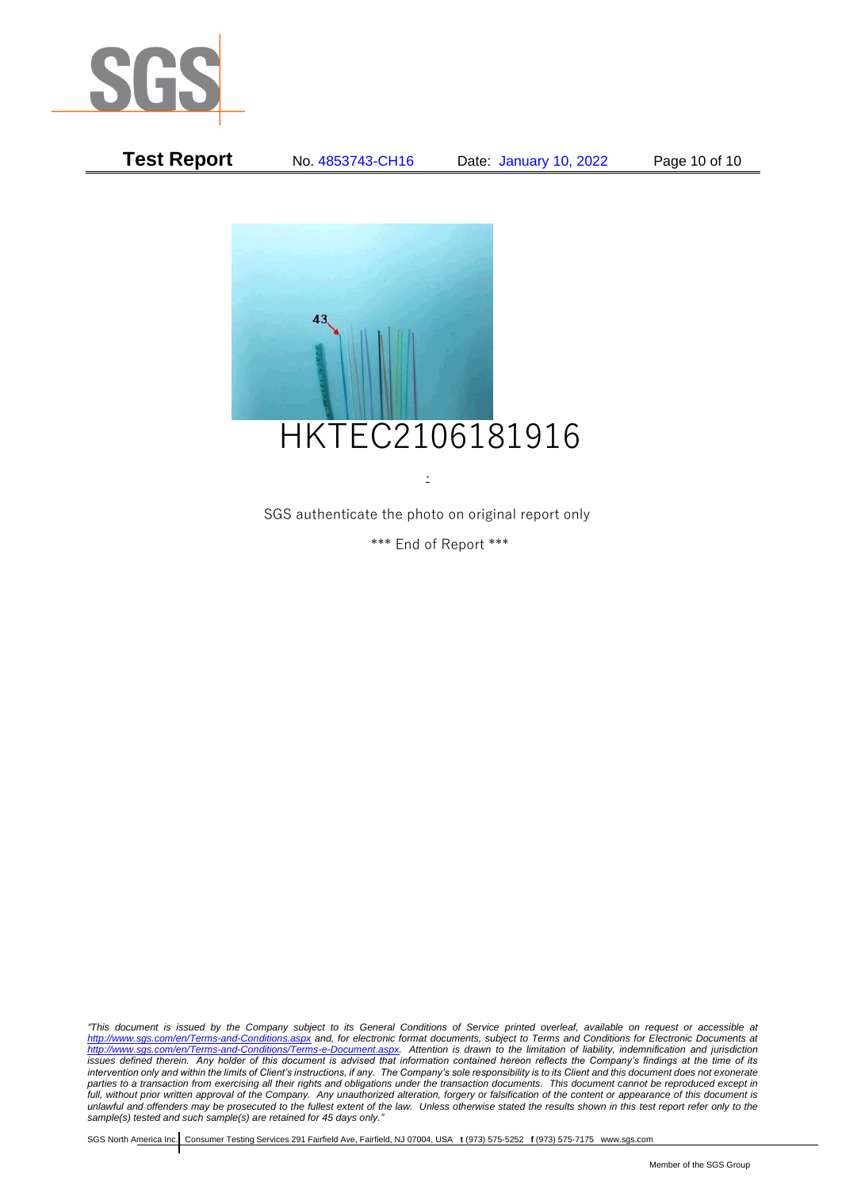43

HKTEC2106181916

:

SGS authenticate the photo on original report only

\*\*\* End of Report \*\*\*

*"This document is issued by the Company subject to its General Conditions of Service printed overleaf, available on request or accessible at http://www.sgs.com/en/Terms-and-Conditions.aspx and, for electronic format documents, subject to Terms and Conditions for Electronic Documents at http://www.sgs.com/en/Terms-and-Conditions/Terms-e-Document.aspx. Attention is drawn to the limitation of liability, indemnification and jurisdiction issues defined therein. Any holder of this document is advised that information contained hereon reflects the Company's findings at the time of its intervention only and within the limits of Client's instructions, if any. The Company's sole responsibility is to its Client and this document does not exonerate parties to a transaction from exercising all their rights and obligations under the transaction documents. This document cannot be reproduced except in full, without prior written approval of the Company. Any unauthorized alteration, forgery or falsification of the content or appearance of this document is unlawful and offenders may be prosecuted to the fullest extent of the law. Unless otherwise stated the results shown in this test report refer only to the sample(s) tested and such sample(s) are retained for 45 days only."*

SGS North America Inc. | Consumer Testing Services 291 Fairfield Ave, Fairfield, NJ 07004, USA **t** (973) 575-5252 **f** (973) 575-7175 www.sgs.com

Member of the SGS Group